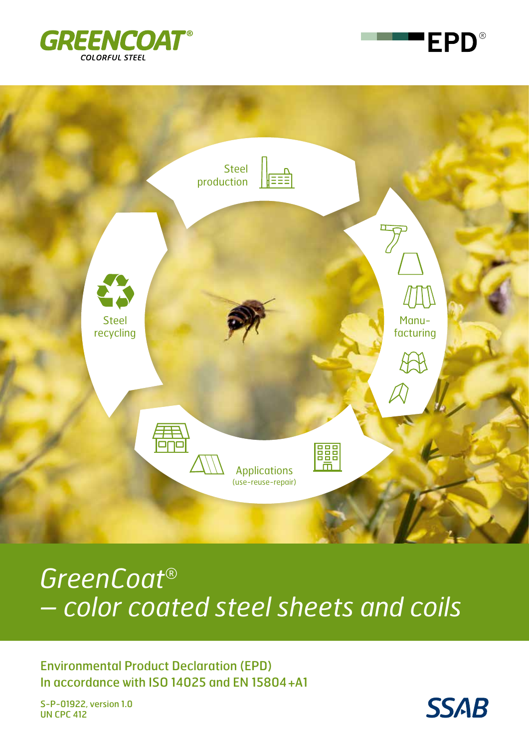GREENCOAT®
COLORFUL STEEL

EPD®

Steel production

Manu-facturing

Applications
(use-reuse-repair)

Steel recycling

# *GreenCoat®*
# *– color coated steel sheets and coils*

Environmental Product Declaration (EPD)
In accordance with ISO 14025 and EN 15804+A1

S-P-01922, version 1.0
UN CPC 412

SSAB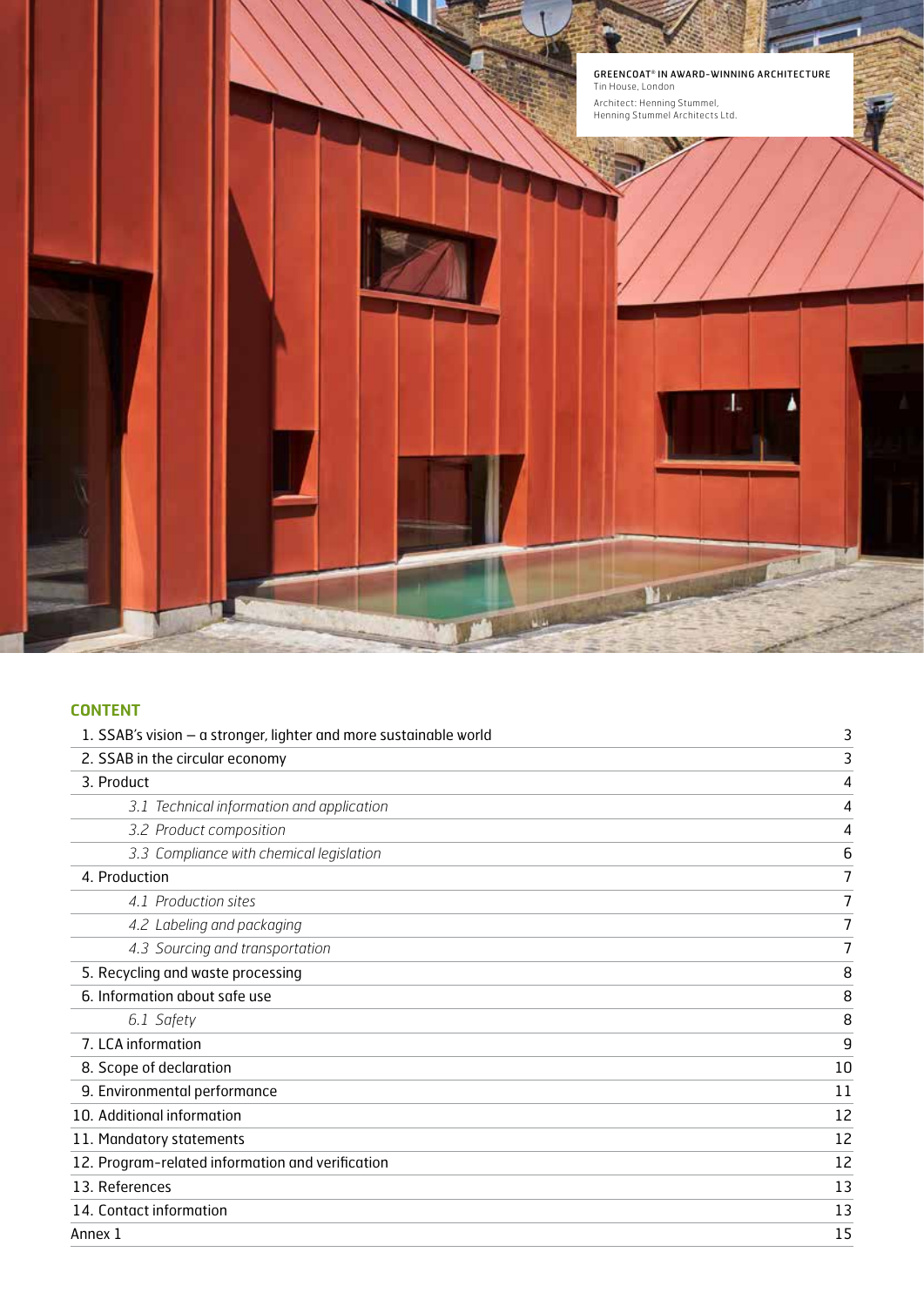GREENCOAT® IN AWARD-WINNING ARCHITECTURE
Tin House, London
Architect: Henning Stummel,
Henning Stummel Architects Ltd.

## CONTENT

| | |
|---|---|
| 1. SSAB's vision – a stronger, lighter and more sustainable world | 3 |
| 2. SSAB in the circular economy | 3 |
| 3. Product | 4 |
| *3.1 Technical information and application* | 4 |
| *3.2 Product composition* | 4 |
| *3.3 Compliance with chemical legislation* | 6 |
| 4. Production | 7 |
| *4.1 Production sites* | 7 |
| *4.2 Labeling and packaging* | 7 |
| *4.3 Sourcing and transportation* | 7 |
| 5. Recycling and waste processing | 8 |
| 6. Information about safe use | 8 |
| *6.1 Safety* | 8 |
| 7. LCA information | 9 |
| 8. Scope of declaration | 10 |
| 9. Environmental performance | 11 |
| 10. Additional information | 12 |
| 11. Mandatory statements | 12 |
| 12. Program-related information and verification | 12 |
| 13. References | 13 |
| 14. Contact information | 13 |
| Annex 1 | 15 |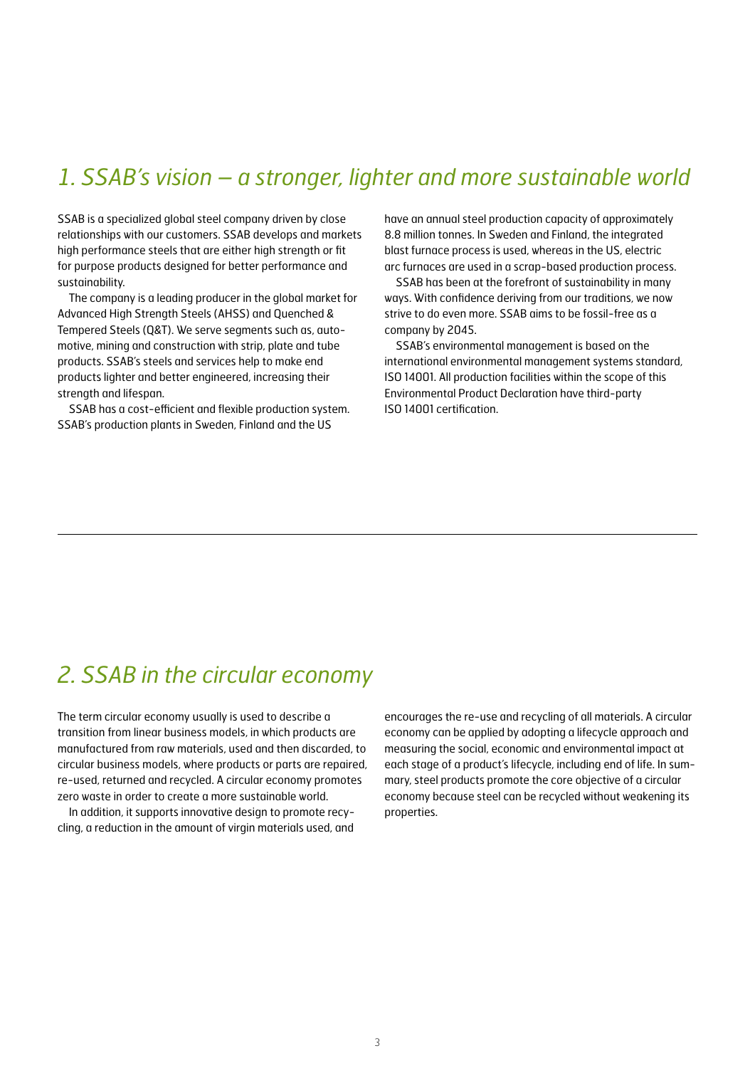## 1. SSAB's vision – a stronger, lighter and more sustainable world

SSAB is a specialized global steel company driven by close relationships with our customers. SSAB develops and markets high performance steels that are either high strength or fit for purpose products designed for better performance and sustainability.

The company is a leading producer in the global market for Advanced High Strength Steels (AHSS) and Quenched & Tempered Steels (Q&T). We serve segments such as, automotive, mining and construction with strip, plate and tube products. SSAB's steels and services help to make end products lighter and better engineered, increasing their strength and lifespan.

SSAB has a cost-efficient and flexible production system. SSAB's production plants in Sweden, Finland and the US have an annual steel production capacity of approximately 8.8 million tonnes. In Sweden and Finland, the integrated blast furnace process is used, whereas in the US, electric arc furnaces are used in a scrap-based production process.

SSAB has been at the forefront of sustainability in many ways. With confidence deriving from our traditions, we now strive to do even more. SSAB aims to be fossil-free as a company by 2045.

SSAB's environmental management is based on the international environmental management systems standard, ISO 14001. All production facilities within the scope of this Environmental Product Declaration have third-party ISO 14001 certification.

## 2. SSAB in the circular economy

The term circular economy usually is used to describe a transition from linear business models, in which products are manufactured from raw materials, used and then discarded, to circular business models, where products or parts are repaired, re-used, returned and recycled. A circular economy promotes zero waste in order to create a more sustainable world.

In addition, it supports innovative design to promote recycling, a reduction in the amount of virgin materials used, and encourages the re-use and recycling of all materials. A circular economy can be applied by adopting a lifecycle approach and measuring the social, economic and environmental impact at each stage of a product's lifecycle, including end of life. In summary, steel products promote the core objective of a circular economy because steel can be recycled without weakening its properties.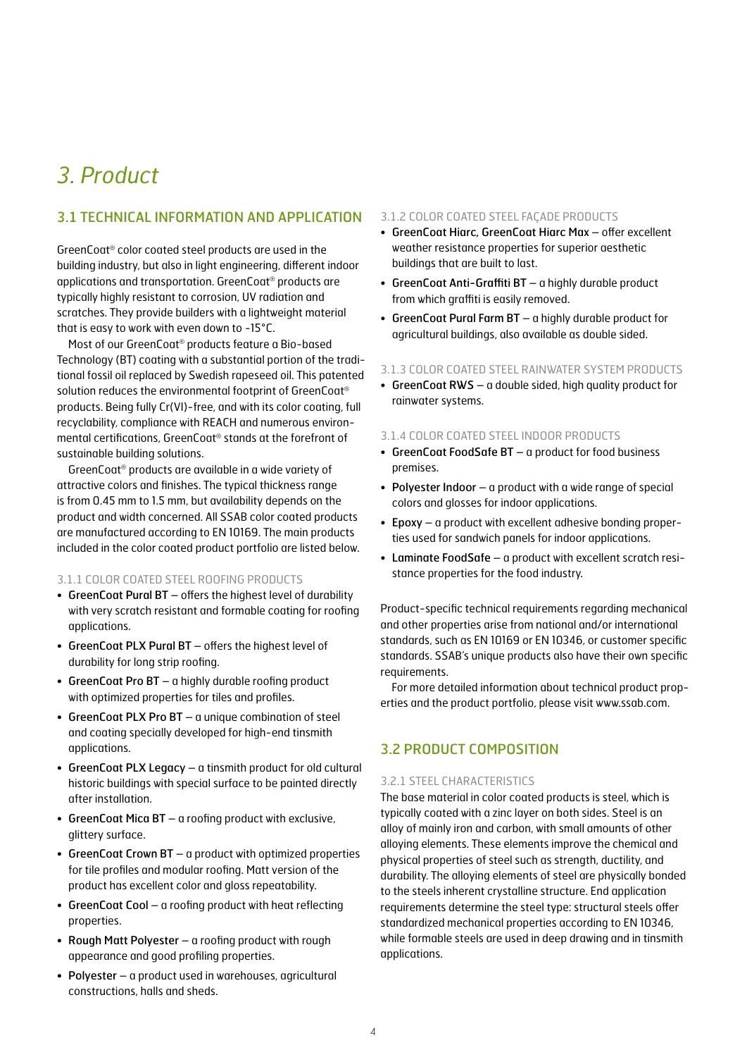# 3. Product

## 3.1 TECHNICAL INFORMATION AND APPLICATION

GreenCoat® color coated steel products are used in the building industry, but also in light engineering, different indoor applications and transportation. GreenCoat® products are typically highly resistant to corrosion, UV radiation and scratches. They provide builders with a lightweight material that is easy to work with even down to -15°C.

Most of our GreenCoat® products feature a Bio-based Technology (BT) coating with a substantial portion of the traditional fossil oil replaced by Swedish rapeseed oil. This patented solution reduces the environmental footprint of GreenCoat® products. Being fully Cr(VI)-free, and with its color coating, full recyclability, compliance with REACH and numerous environmental certifications, GreenCoat® stands at the forefront of sustainable building solutions.

GreenCoat® products are available in a wide variety of attractive colors and finishes. The typical thickness range is from 0.45 mm to 1.5 mm, but availability depends on the product and width concerned. All SSAB color coated products are manufactured according to EN 10169. The main products included in the color coated product portfolio are listed below.

### 3.1.1 COLOR COATED STEEL ROOFING PRODUCTS

- **GreenCoat Pural BT** – offers the highest level of durability with very scratch resistant and formable coating for roofing applications.
- **GreenCoat PLX Pural BT** – offers the highest level of durability for long strip roofing.
- **GreenCoat Pro BT** – a highly durable roofing product with optimized properties for tiles and profiles.
- **GreenCoat PLX Pro BT** – a unique combination of steel and coating specially developed for high-end tinsmith applications.
- **GreenCoat PLX Legacy** – a tinsmith product for old cultural historic buildings with special surface to be painted directly after installation.
- **GreenCoat Mica BT** – a roofing product with exclusive, glittery surface.
- **GreenCoat Crown BT** – a product with optimized properties for tile profiles and modular roofing. Matt version of the product has excellent color and gloss repeatability.
- **GreenCoat Cool** – a roofing product with heat reflecting properties.
- **Rough Matt Polyester** – a roofing product with rough appearance and good profiling properties.
- **Polyester** – a product used in warehouses, agricultural constructions, halls and sheds.

### 3.1.2 COLOR COATED STEEL FAÇADE PRODUCTS

- **GreenCoat Hiarc, GreenCoat Hiarc Max** – offer excellent weather resistance properties for superior aesthetic buildings that are built to last.
- **GreenCoat Anti-Graffiti BT** – a highly durable product from which graffiti is easily removed.
- **GreenCoat Pural Farm BT** – a highly durable product for agricultural buildings, also available as double sided.

### 3.1.3 COLOR COATED STEEL RAINWATER SYSTEM PRODUCTS

- **GreenCoat RWS** – a double sided, high quality product for rainwater systems.

### 3.1.4 COLOR COATED STEEL INDOOR PRODUCTS

- **GreenCoat FoodSafe BT** – a product for food business premises.
- **Polyester Indoor** – a product with a wide range of special colors and glosses for indoor applications.
- **Epoxy** – a product with excellent adhesive bonding properties used for sandwich panels for indoor applications.
- **Laminate FoodSafe** – a product with excellent scratch resistance properties for the food industry.

Product-specific technical requirements regarding mechanical and other properties arise from national and/or international standards, such as EN 10169 or EN 10346, or customer specific standards. SSAB's unique products also have their own specific requirements.

For more detailed information about technical product properties and the product portfolio, please visit www.ssab.com.

## 3.2 PRODUCT COMPOSITION

### 3.2.1 STEEL CHARACTERISTICS

The base material in color coated products is steel, which is typically coated with a zinc layer on both sides. Steel is an alloy of mainly iron and carbon, with small amounts of other alloying elements. These elements improve the chemical and physical properties of steel such as strength, ductility, and durability. The alloying elements of steel are physically bonded to the steels inherent crystalline structure. End application requirements determine the steel type: structural steels offer standardized mechanical properties according to EN 10346, while formable steels are used in deep drawing and in tinsmith applications.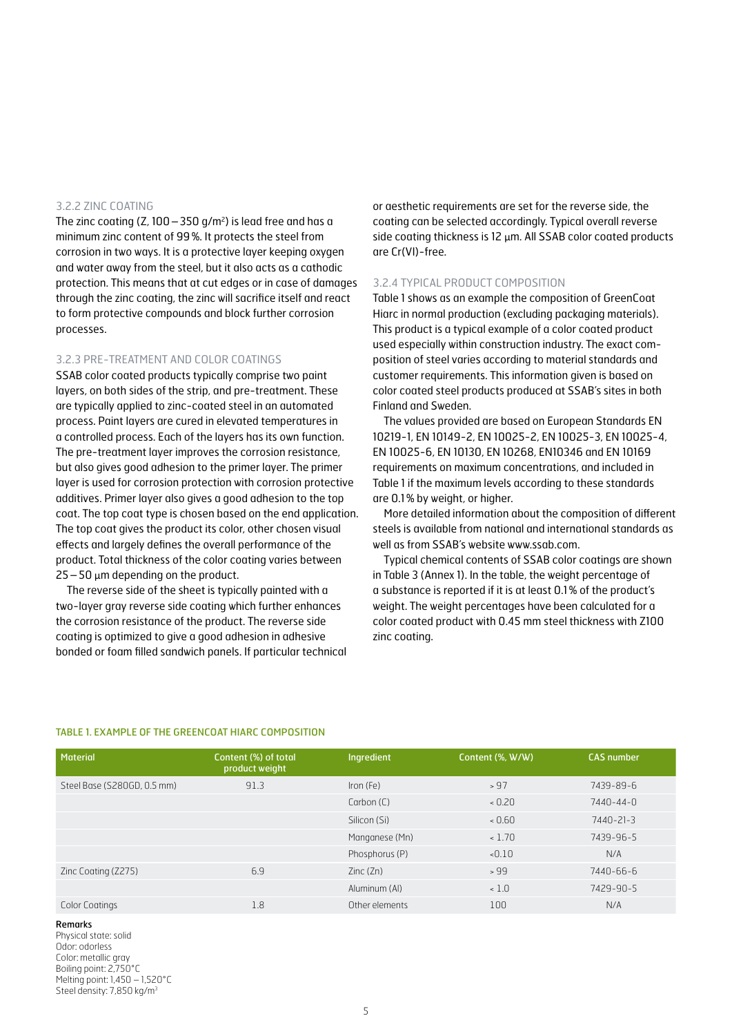### 3.2.2 ZINC COATING

The zinc coating (Z, 100 – 350 g/m²) is lead free and has a minimum zinc content of 99 %. It protects the steel from corrosion in two ways. It is a protective layer keeping oxygen and water away from the steel, but it also acts as a cathodic protection. This means that at cut edges or in case of damages through the zinc coating, the zinc will sacrifice itself and react to form protective compounds and block further corrosion processes.

### 3.2.3 PRE-TREATMENT AND COLOR COATINGS

SSAB color coated products typically comprise two paint layers, on both sides of the strip, and pre-treatment. These are typically applied to zinc-coated steel in an automated process. Paint layers are cured in elevated temperatures in a controlled process. Each of the layers has its own function. The pre-treatment layer improves the corrosion resistance, but also gives good adhesion to the primer layer. The primer layer is used for corrosion protection with corrosion protective additives. Primer layer also gives a good adhesion to the top coat. The top coat type is chosen based on the end application. The top coat gives the product its color, other chosen visual effects and largely defines the overall performance of the product. Total thickness of the color coating varies between 25 – 50 µm depending on the product.

The reverse side of the sheet is typically painted with a two-layer gray reverse side coating which further enhances the corrosion resistance of the product. The reverse side coating is optimized to give a good adhesion in adhesive bonded or foam filled sandwich panels. If particular technical or aesthetic requirements are set for the reverse side, the coating can be selected accordingly. Typical overall reverse side coating thickness is 12 µm. All SSAB color coated products are Cr(VI)-free.

### 3.2.4 TYPICAL PRODUCT COMPOSITION

Table 1 shows as an example the composition of GreenCoat Hiarc in normal production (excluding packaging materials). This product is a typical example of a color coated product used especially within construction industry. The exact composition of steel varies according to material standards and customer requirements. This information given is based on color coated steel products produced at SSAB's sites in both Finland and Sweden.

The values provided are based on European Standards EN 10219-1, EN 10149-2, EN 10025-2, EN 10025-3, EN 10025-4, EN 10025-6, EN 10130, EN 10268, EN10346 and EN 10169 requirements on maximum concentrations, and included in Table 1 if the maximum levels according to these standards are 0.1 % by weight, or higher.

More detailed information about the composition of different steels is available from national and international standards as well as from SSAB's website www.ssab.com.

Typical chemical contents of SSAB color coatings are shown in Table 3 (Annex 1). In the table, the weight percentage of a substance is reported if it is at least 0.1 % of the product's weight. The weight percentages have been calculated for a color coated product with 0.45 mm steel thickness with Z100 zinc coating.

**TABLE 1. EXAMPLE OF THE GREENCOAT HIARC COMPOSITION**

| Material | Content (%) of total product weight | Ingredient | Content (%, W/W) | CAS number |
|---|---|---|---|---|
| Steel Base (S280GD, 0.5 mm) | 91.3 | Iron (Fe) | > 97 | 7439-89-6 |
| | | Carbon (C) | < 0.20 | 7440-44-0 |
| | | Silicon (Si) | < 0.60 | 7440-21-3 |
| | | Manganese (Mn) | < 1.70 | 7439-96-5 |
| | | Phosphorus (P) | <0.10 | N/A |
| Zinc Coating (Z275) | 6.9 | Zinc (Zn) | > 99 | 7440-66-6 |
| | | Aluminum (Al) | < 1.0 | 7429-90-5 |
| Color Coatings | 1.8 | Other elements | 100 | N/A |

**Remarks**
Physical state: solid
Odor: odorless
Color: metallic gray
Boiling point: 2,750°C
Melting point: 1,450 – 1,520°C
Steel density: 7,850 kg/m³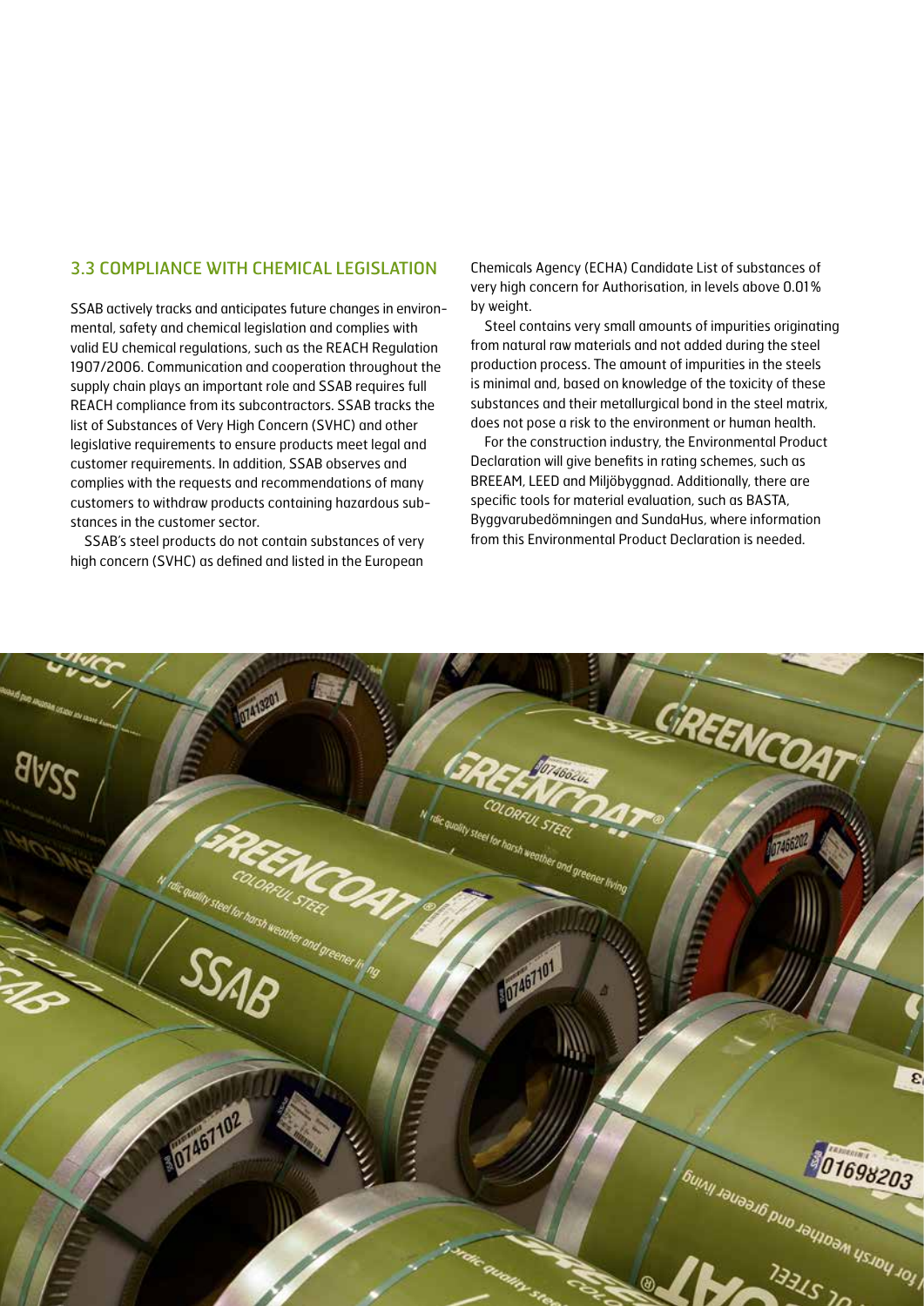## 3.3 COMPLIANCE WITH CHEMICAL LEGISLATION

SSAB actively tracks and anticipates future changes in environmental, safety and chemical legislation and complies with valid EU chemical regulations, such as the REACH Regulation 1907/2006. Communication and cooperation throughout the supply chain plays an important role and SSAB requires full REACH compliance from its subcontractors. SSAB tracks the list of Substances of Very High Concern (SVHC) and other legislative requirements to ensure products meet legal and customer requirements. In addition, SSAB observes and complies with the requests and recommendations of many customers to withdraw products containing hazardous substances in the customer sector.

SSAB's steel products do not contain substances of very high concern (SVHC) as defined and listed in the European Chemicals Agency (ECHA) Candidate List of substances of very high concern for Authorisation, in levels above 0.01% by weight.

Steel contains very small amounts of impurities originating from natural raw materials and not added during the steel production process. The amount of impurities in the steels is minimal and, based on knowledge of the toxicity of these substances and their metallurgical bond in the steel matrix, does not pose a risk to the environment or human health.

For the construction industry, the Environmental Product Declaration will give benefits in rating schemes, such as BREEAM, LEED and Miljöbyggnad. Additionally, there are specific tools for material evaluation, such as BASTA, Byggvarubedömningen and SundaHus, where information from this Environmental Product Declaration is needed.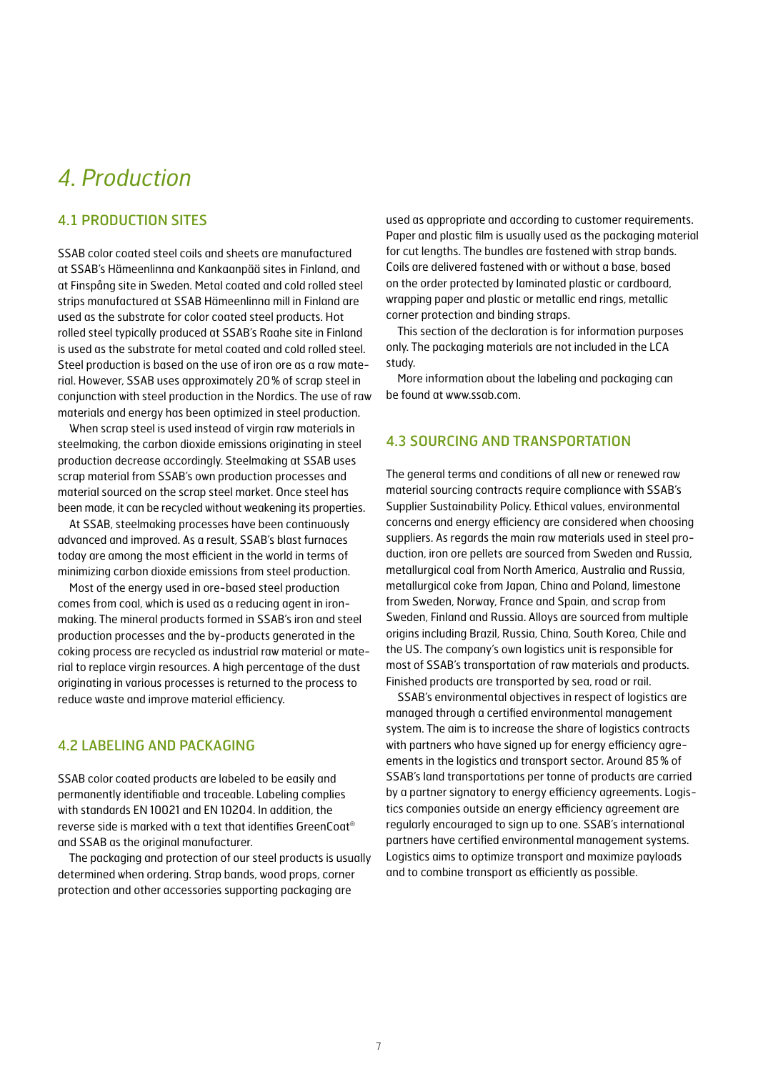# *4. Production*

## 4.1 PRODUCTION SITES

SSAB color coated steel coils and sheets are manufactured at SSAB's Hämeenlinna and Kankaanpää sites in Finland, and at Finspång site in Sweden. Metal coated and cold rolled steel strips manufactured at SSAB Hämeenlinna mill in Finland are used as the substrate for color coated steel products. Hot rolled steel typically produced at SSAB's Raahe site in Finland is used as the substrate for metal coated and cold rolled steel. Steel production is based on the use of iron ore as a raw material. However, SSAB uses approximately 20 % of scrap steel in conjunction with steel production in the Nordics. The use of raw materials and energy has been optimized in steel production.

When scrap steel is used instead of virgin raw materials in steelmaking, the carbon dioxide emissions originating in steel production decrease accordingly. Steelmaking at SSAB uses scrap material from SSAB's own production processes and material sourced on the scrap steel market. Once steel has been made, it can be recycled without weakening its properties.

At SSAB, steelmaking processes have been continuously advanced and improved. As a result, SSAB's blast furnaces today are among the most efficient in the world in terms of minimizing carbon dioxide emissions from steel production.

Most of the energy used in ore-based steel production comes from coal, which is used as a reducing agent in iron-making. The mineral products formed in SSAB's iron and steel production processes and the by-products generated in the coking process are recycled as industrial raw material or material to replace virgin resources. A high percentage of the dust originating in various processes is returned to the process to reduce waste and improve material efficiency.

## 4.2 LABELING AND PACKAGING

SSAB color coated products are labeled to be easily and permanently identifiable and traceable. Labeling complies with standards EN 10021 and EN 10204. In addition, the reverse side is marked with a text that identifies GreenCoat® and SSAB as the original manufacturer.

The packaging and protection of our steel products is usually determined when ordering. Strap bands, wood props, corner protection and other accessories supporting packaging are used as appropriate and according to customer requirements. Paper and plastic film is usually used as the packaging material for cut lengths. The bundles are fastened with strap bands. Coils are delivered fastened with or without a base, based on the order protected by laminated plastic or cardboard, wrapping paper and plastic or metallic end rings, metallic corner protection and binding straps.

This section of the declaration is for information purposes only. The packaging materials are not included in the LCA study.

More information about the labeling and packaging can be found at www.ssab.com.

## 4.3 SOURCING AND TRANSPORTATION

The general terms and conditions of all new or renewed raw material sourcing contracts require compliance with SSAB's Supplier Sustainability Policy. Ethical values, environmental concerns and energy efficiency are considered when choosing suppliers. As regards the main raw materials used in steel production, iron ore pellets are sourced from Sweden and Russia, metallurgical coal from North America, Australia and Russia, metallurgical coke from Japan, China and Poland, limestone from Sweden, Norway, France and Spain, and scrap from Sweden, Finland and Russia. Alloys are sourced from multiple origins including Brazil, Russia, China, South Korea, Chile and the US. The company's own logistics unit is responsible for most of SSAB's transportation of raw materials and products. Finished products are transported by sea, road or rail.

SSAB's environmental objectives in respect of logistics are managed through a certified environmental management system. The aim is to increase the share of logistics contracts with partners who have signed up for energy efficiency agreements in the logistics and transport sector. Around 85 % of SSAB's land transportations per tonne of products are carried by a partner signatory to energy efficiency agreements. Logistics companies outside an energy efficiency agreement are regularly encouraged to sign up to one. SSAB's international partners have certified environmental management systems. Logistics aims to optimize transport and maximize payloads and to combine transport as efficiently as possible.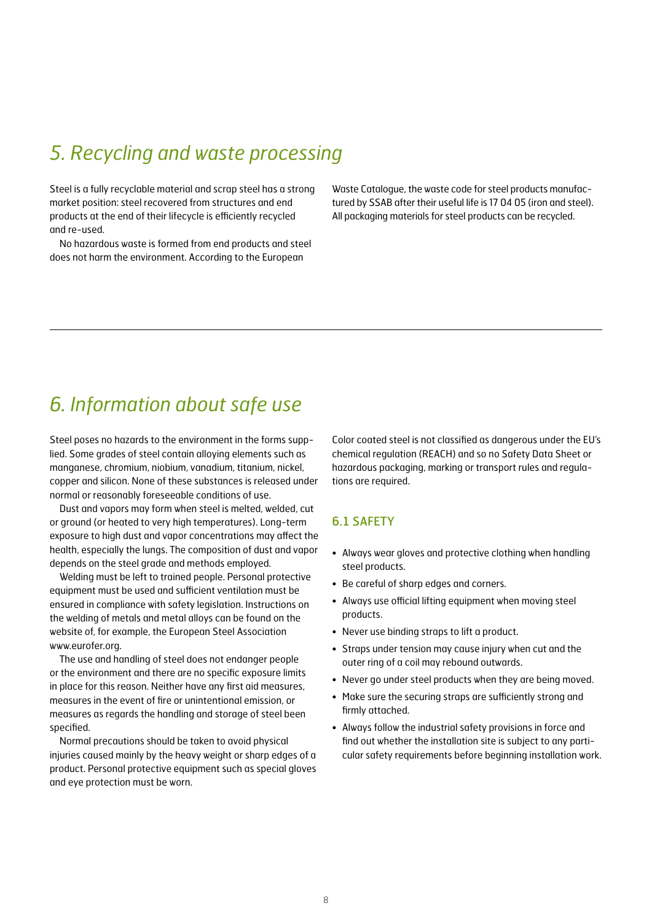# 5. Recycling and waste processing

Steel is a fully recyclable material and scrap steel has a strong market position: steel recovered from structures and end products at the end of their lifecycle is efficiently recycled and re-used.

No hazardous waste is formed from end products and steel does not harm the environment. According to the European Waste Catalogue, the waste code for steel products manufactured by SSAB after their useful life is 17 04 05 (iron and steel). All packaging materials for steel products can be recycled.

# 6. Information about safe use

Steel poses no hazards to the environment in the forms supplied. Some grades of steel contain alloying elements such as manganese, chromium, niobium, vanadium, titanium, nickel, copper and silicon. None of these substances is released under normal or reasonably foreseeable conditions of use.

Dust and vapors may form when steel is melted, welded, cut or ground (or heated to very high temperatures). Long-term exposure to high dust and vapor concentrations may affect the health, especially the lungs. The composition of dust and vapor depends on the steel grade and methods employed.

Welding must be left to trained people. Personal protective equipment must be used and sufficient ventilation must be ensured in compliance with safety legislation. Instructions on the welding of metals and metal alloys can be found on the website of, for example, the European Steel Association www.eurofer.org.

The use and handling of steel does not endanger people or the environment and there are no specific exposure limits in place for this reason. Neither have any first aid measures, measures in the event of fire or unintentional emission, or measures as regards the handling and storage of steel been specified.

Normal precautions should be taken to avoid physical injuries caused mainly by the heavy weight or sharp edges of a product. Personal protective equipment such as special gloves and eye protection must be worn.

Color coated steel is not classified as dangerous under the EU's chemical regulation (REACH) and so no Safety Data Sheet or hazardous packaging, marking or transport rules and regulations are required.

## 6.1 SAFETY

- Always wear gloves and protective clothing when handling steel products.
- Be careful of sharp edges and corners.
- Always use official lifting equipment when moving steel products.
- Never use binding straps to lift a product.
- Straps under tension may cause injury when cut and the outer ring of a coil may rebound outwards.
- Never go under steel products when they are being moved.
- Make sure the securing straps are sufficiently strong and firmly attached.
- Always follow the industrial safety provisions in force and find out whether the installation site is subject to any particular safety requirements before beginning installation work.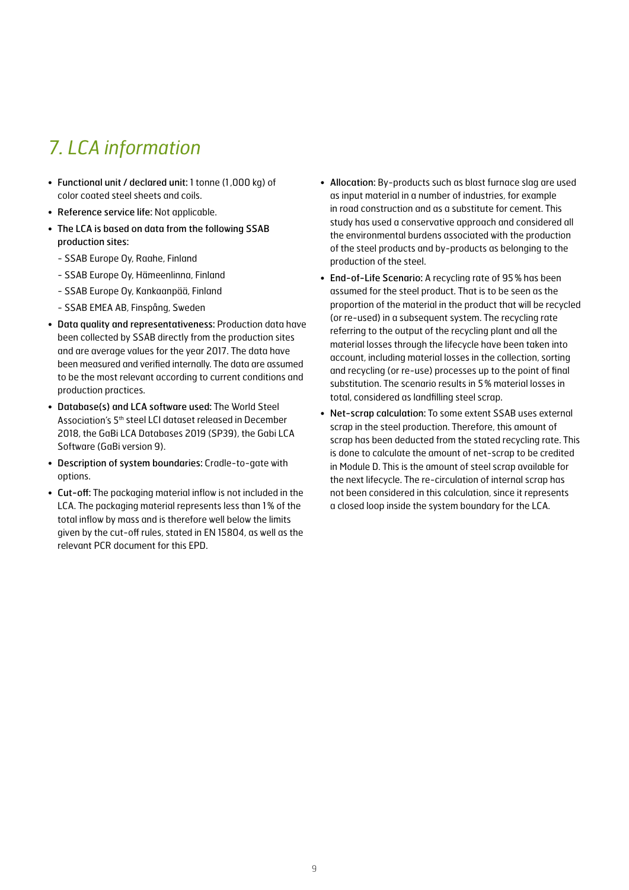# 7. LCA information

- **Functional unit / declared unit:** 1 tonne (1,000 kg) of color coated steel sheets and coils.
- **Reference service life:** Not applicable.
- **The LCA is based on data from the following SSAB production sites:**
  - SSAB Europe Oy, Raahe, Finland
  - SSAB Europe Oy, Hämeenlinna, Finland
  - SSAB Europe Oy, Kankaanpää, Finland
  - SSAB EMEA AB, Finspång, Sweden
- **Data quality and representativeness:** Production data have been collected by SSAB directly from the production sites and are average values for the year 2017. The data have been measured and verified internally. The data are assumed to be the most relevant according to current conditions and production practices.
- **Database(s) and LCA software used:** The World Steel Association's 5th steel LCI dataset released in December 2018, the GaBi LCA Databases 2019 (SP39), the Gabi LCA Software (GaBi version 9).
- **Description of system boundaries:** Cradle-to-gate with options.
- **Cut-off:** The packaging material inflow is not included in the LCA. The packaging material represents less than 1% of the total inflow by mass and is therefore well below the limits given by the cut-off rules, stated in EN 15804, as well as the relevant PCR document for this EPD.
- **Allocation:** By-products such as blast furnace slag are used as input material in a number of industries, for example in road construction and as a substitute for cement. This study has used a conservative approach and considered all the environmental burdens associated with the production of the steel products and by-products as belonging to the production of the steel.
- **End-of-Life Scenario:** A recycling rate of 95% has been assumed for the steel product. That is to be seen as the proportion of the material in the product that will be recycled (or re-used) in a subsequent system. The recycling rate referring to the output of the recycling plant and all the material losses through the lifecycle have been taken into account, including material losses in the collection, sorting and recycling (or re-use) processes up to the point of final substitution. The scenario results in 5% material losses in total, considered as landfilling steel scrap.
- **Net-scrap calculation:** To some extent SSAB uses external scrap in the steel production. Therefore, this amount of scrap has been deducted from the stated recycling rate. This is done to calculate the amount of net-scrap to be credited in Module D. This is the amount of steel scrap available for the next lifecycle. The re-circulation of internal scrap has not been considered in this calculation, since it represents a closed loop inside the system boundary for the LCA.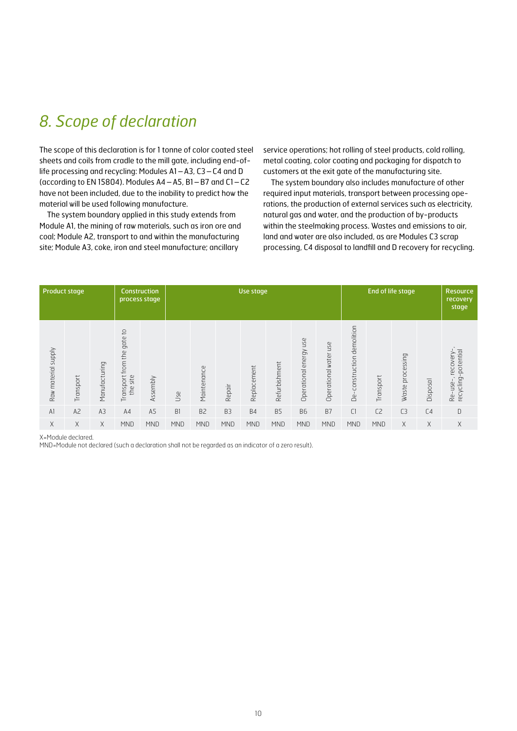## 8. Scope of declaration

The scope of this declaration is for 1 tonne of color coated steel sheets and coils from cradle to the mill gate, including end-of-life processing and recycling: Modules A1 – A3, C3 – C4 and D (according to EN 15804). Modules A4 – A5, B1 – B7 and C1 – C2 have not been included, due to the inability to predict how the material will be used following manufacture.

The system boundary applied in this study extends from Module A1, the mining of raw materials, such as iron ore and coal; Module A2, transport to and within the manufacturing site; Module A3, coke, iron and steel manufacture; ancillary service operations; hot rolling of steel products, cold rolling, metal coating, color coating and packaging for dispatch to customers at the exit gate of the manufacturing site.

The system boundary also includes manufacture of other required input materials, transport between processing operations, the production of external services such as electricity, natural gas and water, and the production of by-products within the steelmaking process. Wastes and emissions to air, land and water are also included, as are Modules C3 scrap processing, C4 disposal to landfill and D recovery for recycling.

| Product stage | | | Construction process stage | | Use stage | | | | | | | End of life stage | | | | Resource recovery stage |
|---|---|---|---|---|---|---|---|---|---|---|---|---|---|---|---|---|
| Raw material supply | Transport | Manufacturing | Transport from the gate to the site | Assembly | Use | Maintenance | Repair | Replacement | Refurbishment | Operational energy use | Operational water use | De-construction demolition | Transport | Waste processing | Disposal | Re-use-, recovery-, recycling-potential |
| A1 | A2 | A3 | A4 | A5 | B1 | B2 | B3 | B4 | B5 | B6 | B7 | C1 | C2 | C3 | C4 | D |
| X | X | X | MND | MND | MND | MND | MND | MND | MND | MND | MND | MND | MND | X | X | X |

X=Module declared.
MND=Module not declared (such a declaration shall not be regarded as an indicator of a zero result).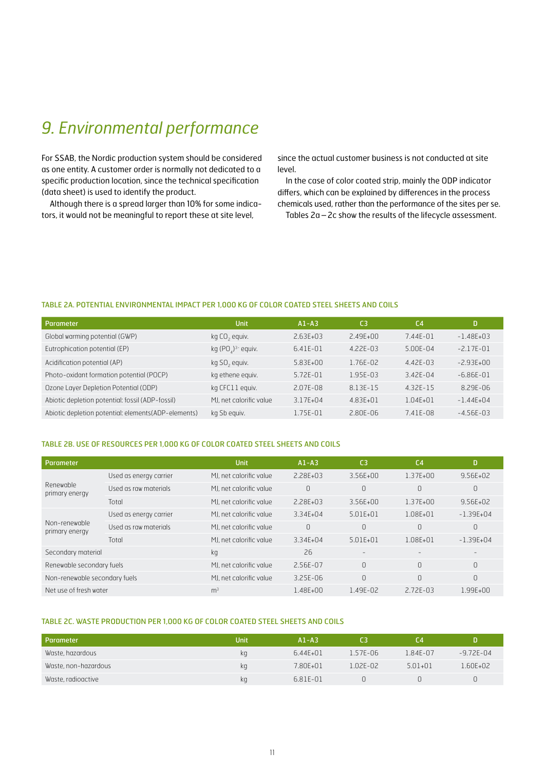# 9. Environmental performance

For SSAB, the Nordic production system should be considered as one entity. A customer order is normally not dedicated to a specific production location, since the technical specification (data sheet) is used to identify the product.

Although there is a spread larger than 10% for some indicators, it would not be meaningful to report these at site level, since the actual customer business is not conducted at site level.

In the case of color coated strip, mainly the ODP indicator differs, which can be explained by differences in the process chemicals used, rather than the performance of the sites per se.

Tables 2a – 2c show the results of the lifecycle assessment.

#### TABLE 2A. POTENTIAL ENVIRONMENTAL IMPACT PER 1,000 KG OF COLOR COATED STEEL SHEETS AND COILS

| Parameter | Unit | A1-A3 | C3 | C4 | D |
|---|---|---|---|---|---|
| Global warming potential (GWP) | kg $CO_2$ equiv. | 2.63E+03 | 2.49E+00 | 7.44E-01 | -1.48E+03 |
| Eutrophication potential (EP) | kg $(PO_4)^{3-}$ equiv. | 6.41E-01 | 4.22E-03 | 5.00E-04 | -2.17E-01 |
| Acidification potential (AP) | kg $SO_2$ equiv. | 5.83E+00 | 1.76E-02 | 4.42E-03 | -2.93E+00 |
| Photo-oxidant formation potential (POCP) | kg ethene equiv. | 5.72E-01 | 1.95E-03 | 3.42E-04 | -6.86E-01 |
| Ozone Layer Depletion Potential (ODP) | kg CFC11 equiv. | 2.07E-08 | 8.13E-15 | 4.32E-15 | 8.29E-06 |
| Abiotic depletion potential: fossil (ADP-fossil) | MJ, net calorific value | 3.17E+04 | 4.83E+01 | 1.04E+01 | -1.44E+04 |
| Abiotic depletion potential: elements(ADP-elements) | kg Sb equiv. | 1.75E-01 | 2.80E-06 | 7.41E-08 | -4.56E-03 |

#### TABLE 2B. USE OF RESOURCES PER 1,000 KG OF COLOR COATED STEEL SHEETS AND COILS

| Parameter | | Unit | A1-A3 | C3 | C4 | D |
|---|---|---|---|---|---|---|
| Renewable primary energy | Used as energy carrier | MJ, net calorific value | 2.28E+03 | 3.56E+00 | 1.37E+00 | 9.56E+02 |
| | Used as raw materials | MJ, net calorific value | 0 | 0 | 0 | 0 |
| | Total | MJ, net calorific value | 2.28E+03 | 3.56E+00 | 1.37E+00 | 9.56E+02 |
| Non-renewable primary energy | Used as energy carrier | MJ, net calorific value | 3.34E+04 | 5.01E+01 | 1.08E+01 | -1.39E+04 |
| | Used as raw materials | MJ, net calorific value | 0 | 0 | 0 | 0 |
| | Total | MJ, net calorific value | 3.34E+04 | 5.01E+01 | 1.08E+01 | -1.39E+04 |
| Secondary material | | kg | 26 | - | - | - |
| Renewable secondary fuels | | MJ, net calorific value | 2.56E-07 | 0 | 0 | 0 |
| Non-renewable secondary fuels | | MJ, net calorific value | 3.25E-06 | 0 | 0 | 0 |
| Net use of fresh water | | $m^3$ | 1.48E+00 | 1.49E-02 | 2.72E-03 | 1.99E+00 |

#### TABLE 2C. WASTE PRODUCTION PER 1,000 KG OF COLOR COATED STEEL SHEETS AND COILS

| Parameter | Unit | A1-A3 | C3 | C4 | D |
|---|---|---|---|---|---|
| Waste, hazardous | kg | 6.44E+01 | 1.57E-06 | 1.84E-07 | -9.72E-04 |
| Waste, non-hazardous | kg | 7.80E+01 | 1.02E-02 | 5.01+01 | 1.60E+02 |
| Waste, radioactive | kg | 6.81E-01 | 0 | 0 | 0 |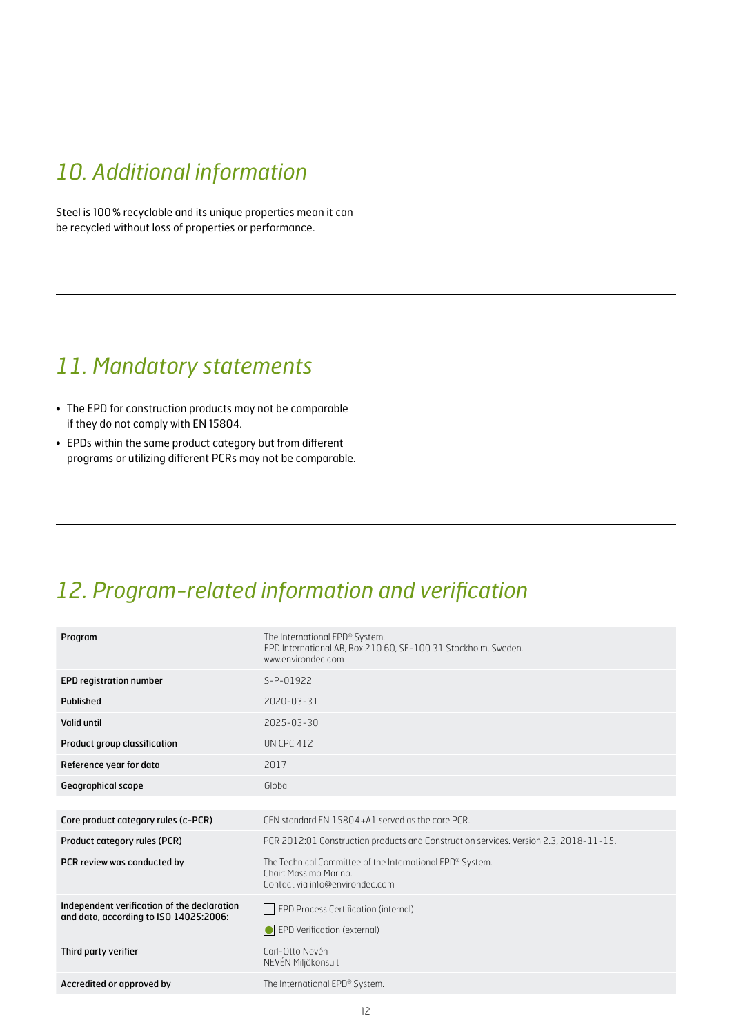## 10. Additional information

Steel is 100 % recyclable and its unique properties mean it can be recycled without loss of properties or performance.

---

## 11. Mandatory statements

- The EPD for construction products may not be comparable if they do not comply with EN 15804.
- EPDs within the same product category but from different programs or utilizing different PCRs may not be comparable.

---

## 12. Program-related information and verification

| | |
|---|---|
| **Program** | The International EPD® System.<br>EPD International AB, Box 210 60, SE-100 31 Stockholm, Sweden.<br>www.environdec.com |
| **EPD registration number** | S-P-01922 |
| **Published** | 2020-03-31 |
| **Valid until** | 2025-03-30 |
| **Product group classification** | UN CPC 412 |
| **Reference year for data** | 2017 |
| **Geographical scope** | Global |

| | |
|---|---|
| **Core product category rules (c-PCR)** | CEN standard EN 15804+A1 served as the core PCR. |
| **Product category rules (PCR)** | PCR 2012:01 Construction products and Construction services. Version 2.3, 2018-11-15. |
| **PCR review was conducted by** | The Technical Committee of the International EPD® System.<br>Chair: Massimo Marino.<br>Contact via info@environdec.com |
| **Independent verification of the declaration and data, according to ISO 14025:2006:** | ☐ EPD Process Certification (internal)<br>☒ EPD Verification (external) |
| **Third party verifier** | Carl-Otto Nevén<br>NEVÉN Miljökonsult |
| **Accredited or approved by** | The International EPD® System. |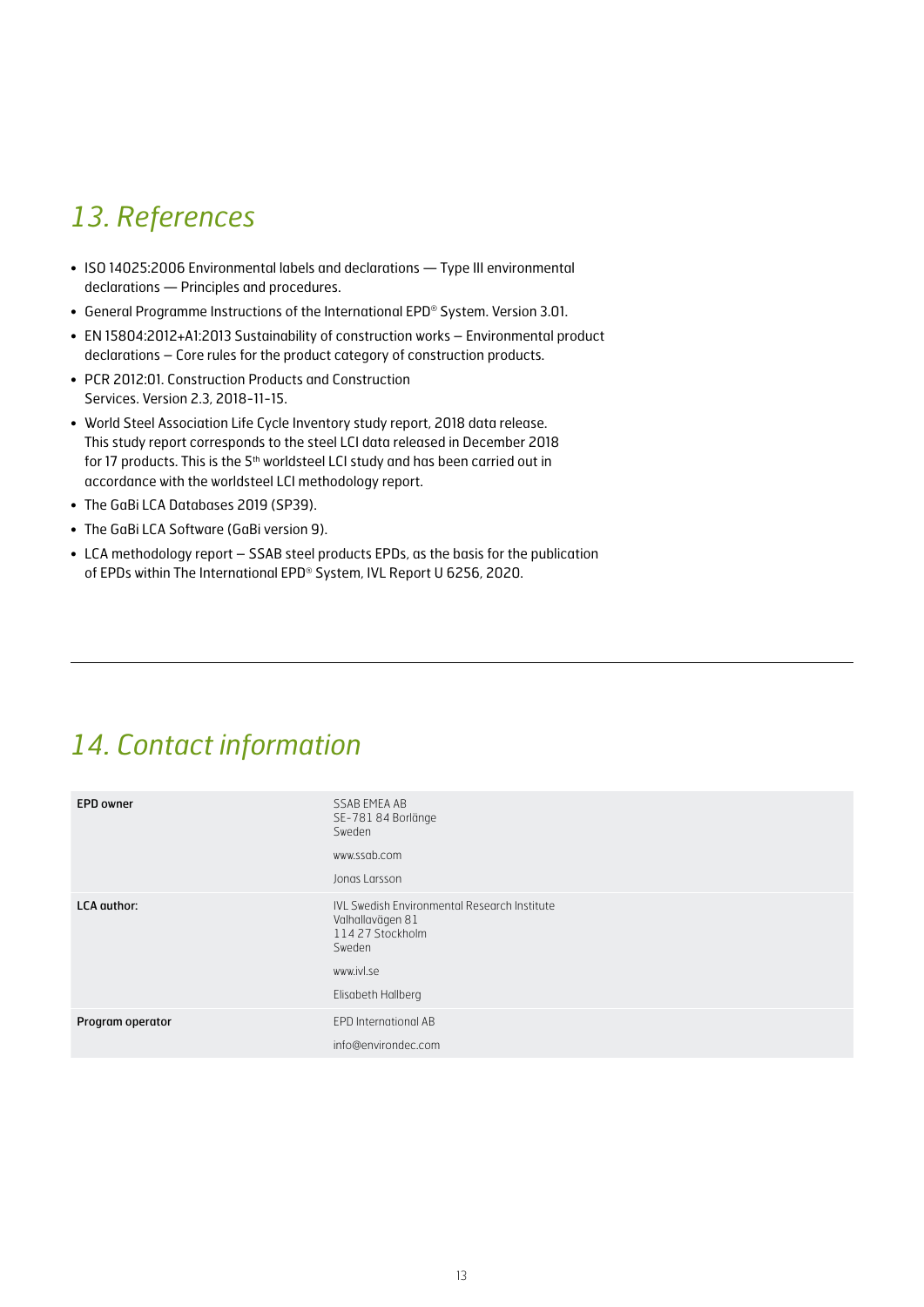## 13. References

- ISO 14025:2006 Environmental labels and declarations — Type III environmental declarations — Principles and procedures.
- General Programme Instructions of the International EPD® System. Version 3.01.
- EN 15804:2012+A1:2013 Sustainability of construction works – Environmental product declarations – Core rules for the product category of construction products.
- PCR 2012:01. Construction Products and Construction Services. Version 2.3, 2018-11-15.
- World Steel Association Life Cycle Inventory study report, 2018 data release. This study report corresponds to the steel LCI data released in December 2018 for 17 products. This is the 5th worldsteel LCI study and has been carried out in accordance with the worldsteel LCI methodology report.
- The GaBi LCA Databases 2019 (SP39).
- The GaBi LCA Software (GaBi version 9).
- LCA methodology report – SSAB steel products EPDs, as the basis for the publication of EPDs within The International EPD® System, IVL Report U 6256, 2020.

## 14. Contact information

| | |
|---|---|
| **EPD owner** | SSAB EMEA AB<br>SE-781 84 Borlänge<br>Sweden<br><br>www.ssab.com<br><br>Jonas Larsson |
| **LCA author:** | IVL Swedish Environmental Research Institute<br>Valhallavägen 81<br>114 27 Stockholm<br>Sweden<br><br>www.ivl.se<br><br>Elisabeth Hallberg |
| **Program operator** | EPD International AB<br><br>info@environdec.com |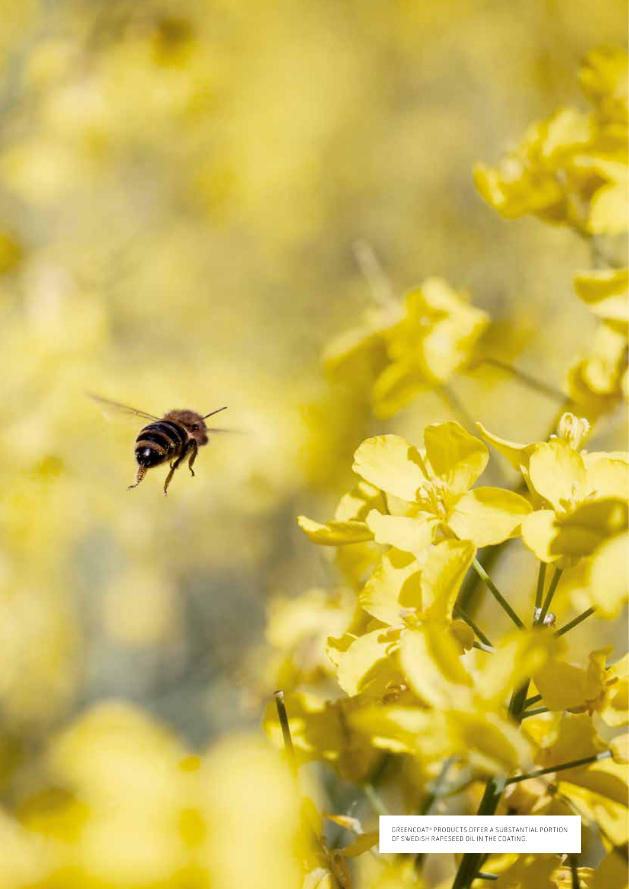GREENCOAT® PRODUCTS OFFER A SUBSTANTIAL PORTION OF SWEDISH RAPESEED OIL IN THE COATING.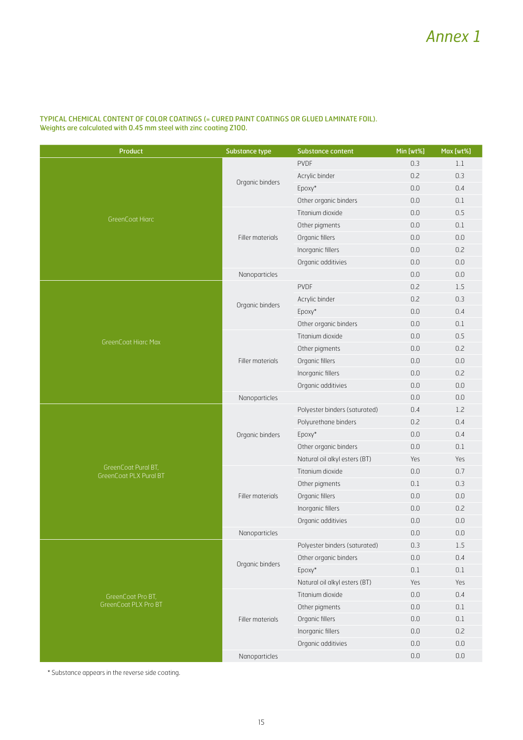# Annex 1

**TYPICAL CHEMICAL CONTENT OF COLOR COATINGS (= CURED PAINT COATINGS OR GLUED LAMINATE FOIL).**
**Weights are calculated with 0.45 mm steel with zinc coating Z100.**

| Product | Substance type | Substance content | Min [wt%] | Max [wt%] |
|---|---|---|---|---|
| GreenCoat Hiarc | Organic binders | PVDF | 0.3 | 1.1 |
| | | Acrylic binder | 0.2 | 0.3 |
| | | Epoxy* | 0.0 | 0.4 |
| | | Other organic binders | 0.0 | 0.1 |
| | Filler materials | Titanium dioxide | 0.0 | 0.5 |
| | | Other pigments | 0.0 | 0.1 |
| | | Organic fillers | 0.0 | 0.0 |
| | | Inorganic fillers | 0.0 | 0.2 |
| | | Organic additivies | 0.0 | 0.0 |
| | Nanoparticles | | 0.0 | 0.0 |
| GreenCoat Hiarc Max | Organic binders | PVDF | 0.2 | 1.5 |
| | | Acrylic binder | 0.2 | 0.3 |
| | | Epoxy* | 0.0 | 0.4 |
| | | Other organic binders | 0.0 | 0.1 |
| | Filler materials | Titanium dioxide | 0.0 | 0.5 |
| | | Other pigments | 0.0 | 0.2 |
| | | Organic fillers | 0.0 | 0.0 |
| | | Inorganic fillers | 0.0 | 0.2 |
| | | Organic additivies | 0.0 | 0.0 |
| | Nanoparticles | | 0.0 | 0.0 |
| GreenCoat Pural BT, GreenCoat PLX Pural BT | Organic binders | Polyester binders (saturated) | 0.4 | 1.2 |
| | | Polyurethane binders | 0.2 | 0.4 |
| | | Epoxy* | 0.0 | 0.4 |
| | | Other organic binders | 0.0 | 0.1 |
| | | Natural oil alkyl esters (BT) | Yes | Yes |
| | Filler materials | Titanium dioxide | 0.0 | 0.7 |
| | | Other pigments | 0.1 | 0.3 |
| | | Organic fillers | 0.0 | 0.0 |
| | | Inorganic fillers | 0.0 | 0.2 |
| | | Organic additivies | 0.0 | 0.0 |
| | Nanoparticles | | 0.0 | 0.0 |
| GreenCoat Pro BT, GreenCoat PLX Pro BT | Organic binders | Polyester binders (saturated) | 0.3 | 1.5 |
| | | Other organic binders | 0.0 | 0.4 |
| | | Epoxy* | 0.1 | 0.1 |
| | | Natural oil alkyl esters (BT) | Yes | Yes |
| | Filler materials | Titanium dioxide | 0.0 | 0.4 |
| | | Other pigments | 0.0 | 0.1 |
| | | Organic fillers | 0.0 | 0.1 |
| | | Inorganic fillers | 0.0 | 0.2 |
| | | Organic additivies | 0.0 | 0.0 |
| | Nanoparticles | | 0.0 | 0.0 |

* Substance appears in the reverse side coating.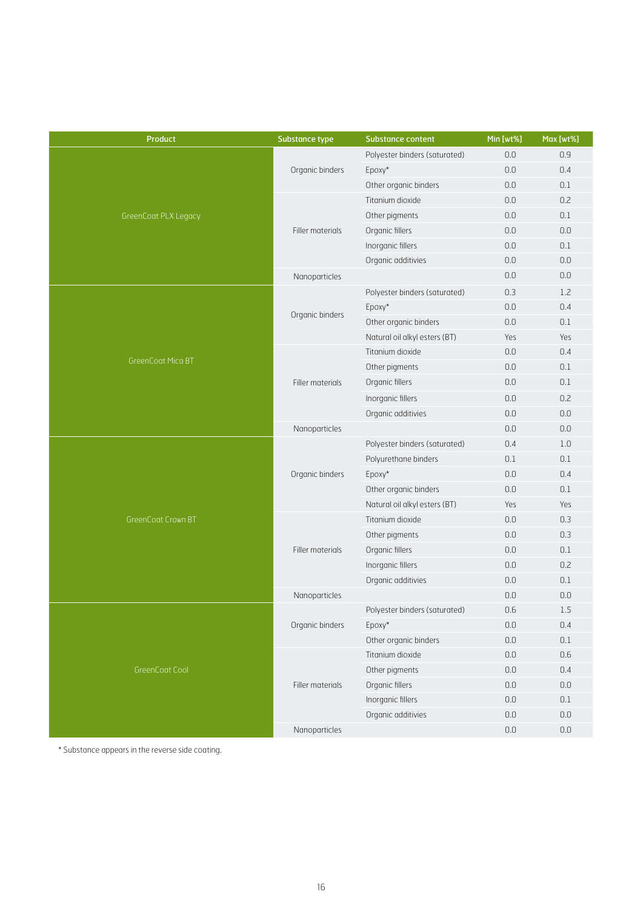| Product | Substance type | Substance content | Min [wt%] | Max [wt%] |
|---|---|---|---|---|
| GreenCoat PLX Legacy | Organic binders | Polyester binders (saturated) | 0.0 | 0.9 |
| | | Epoxy* | 0.0 | 0.4 |
| | | Other organic binders | 0.0 | 0.1 |
| | Filler materials | Titanium dioxide | 0.0 | 0.2 |
| | | Other pigments | 0.0 | 0.1 |
| | | Organic fillers | 0.0 | 0.0 |
| | | Inorganic fillers | 0.0 | 0.1 |
| | | Organic additivies | 0.0 | 0.0 |
| | Nanoparticles | | 0.0 | 0.0 |
| GreenCoat Mica BT | Organic binders | Polyester binders (saturated) | 0.3 | 1.2 |
| | | Epoxy* | 0.0 | 0.4 |
| | | Other organic binders | 0.0 | 0.1 |
| | | Natural oil alkyl esters (BT) | Yes | Yes |
| | Filler materials | Titanium dioxide | 0.0 | 0.4 |
| | | Other pigments | 0.0 | 0.1 |
| | | Organic fillers | 0.0 | 0.1 |
| | | Inorganic fillers | 0.0 | 0.2 |
| | | Organic additivies | 0.0 | 0.0 |
| | Nanoparticles | | 0.0 | 0.0 |
| GreenCoat Crown BT | Organic binders | Polyester binders (saturated) | 0.4 | 1.0 |
| | | Polyurethane binders | 0.1 | 0.1 |
| | | Epoxy* | 0.0 | 0.4 |
| | | Other organic binders | 0.0 | 0.1 |
| | | Natural oil alkyl esters (BT) | Yes | Yes |
| | Filler materials | Titanium dioxide | 0.0 | 0.3 |
| | | Other pigments | 0.0 | 0.3 |
| | | Organic fillers | 0.0 | 0.1 |
| | | Inorganic fillers | 0.0 | 0.2 |
| | | Organic additivies | 0.0 | 0.1 |
| | Nanoparticles | | 0.0 | 0.0 |
| GreenCoat Cool | Organic binders | Polyester binders (saturated) | 0.6 | 1.5 |
| | | Epoxy* | 0.0 | 0.4 |
| | | Other organic binders | 0.0 | 0.1 |
| | Filler materials | Titanium dioxide | 0.0 | 0.6 |
| | | Other pigments | 0.0 | 0.4 |
| | | Organic fillers | 0.0 | 0.0 |
| | | Inorganic fillers | 0.0 | 0.1 |
| | | Organic additivies | 0.0 | 0.0 |
| | Nanoparticles | | 0.0 | 0.0 |

* Substance appears in the reverse side coating.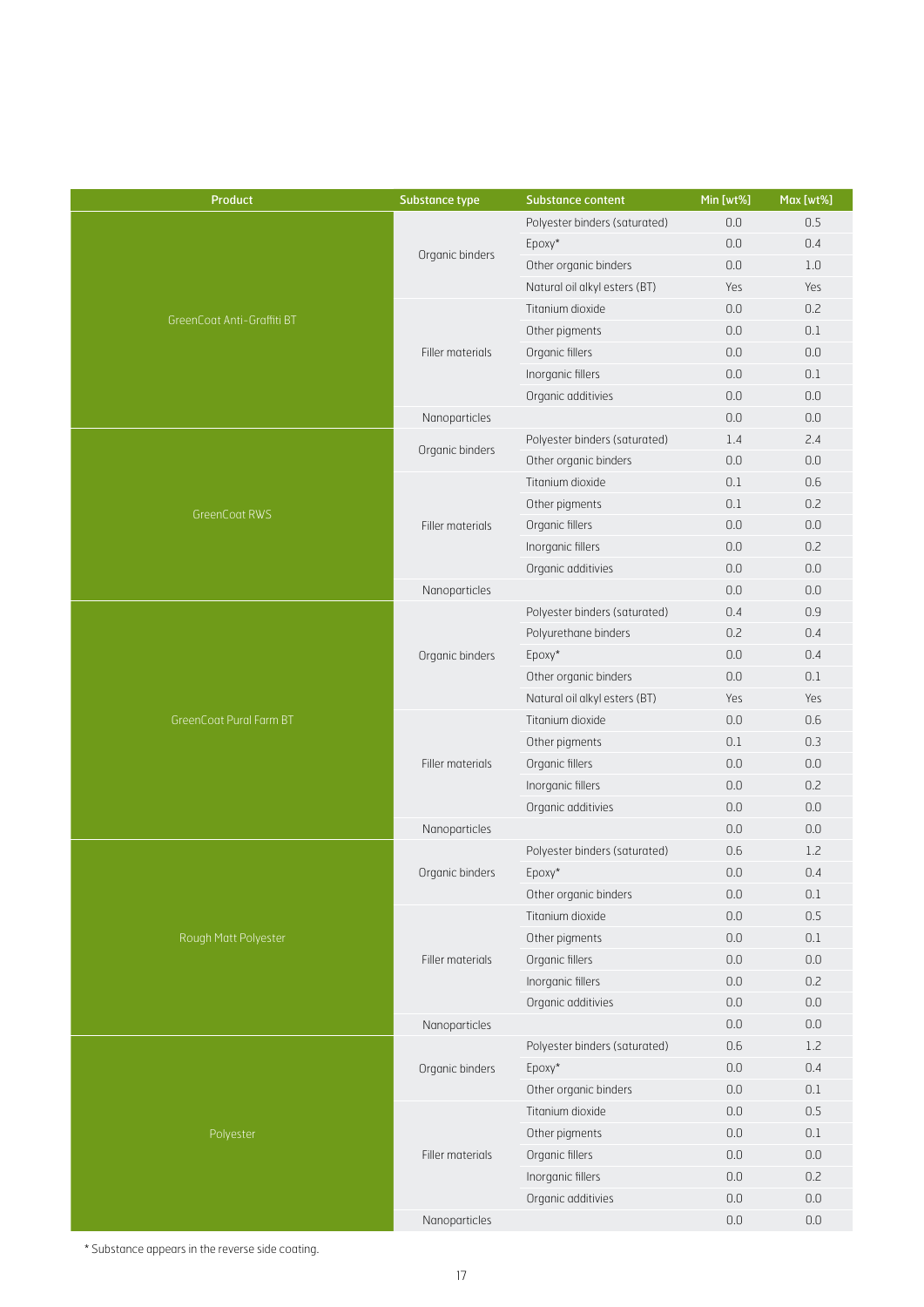| Product | Substance type | Substance content | Min [wt%] | Max [wt%] |
|---|---|---|---|---|
| GreenCoat Anti-Graffiti BT | Organic binders | Polyester binders (saturated) | 0.0 | 0.5 |
| | | Epoxy* | 0.0 | 0.4 |
| | | Other organic binders | 0.0 | 1.0 |
| | | Natural oil alkyl esters (BT) | Yes | Yes |
| | Filler materials | Titanium dioxide | 0.0 | 0.2 |
| | | Other pigments | 0.0 | 0.1 |
| | | Organic fillers | 0.0 | 0.0 |
| | | Inorganic fillers | 0.0 | 0.1 |
| | | Organic additivies | 0.0 | 0.0 |
| | Nanoparticles | | 0.0 | 0.0 |
| GreenCoat RWS | Organic binders | Polyester binders (saturated) | 1.4 | 2.4 |
| | | Other organic binders | 0.0 | 0.0 |
| | Filler materials | Titanium dioxide | 0.1 | 0.6 |
| | | Other pigments | 0.1 | 0.2 |
| | | Organic fillers | 0.0 | 0.0 |
| | | Inorganic fillers | 0.0 | 0.2 |
| | | Organic additivies | 0.0 | 0.0 |
| | Nanoparticles | | 0.0 | 0.0 |
| GreenCoat Pural Farm BT | Organic binders | Polyester binders (saturated) | 0.4 | 0.9 |
| | | Polyurethane binders | 0.2 | 0.4 |
| | | Epoxy* | 0.0 | 0.4 |
| | | Other organic binders | 0.0 | 0.1 |
| | | Natural oil alkyl esters (BT) | Yes | Yes |
| | Filler materials | Titanium dioxide | 0.0 | 0.6 |
| | | Other pigments | 0.1 | 0.3 |
| | | Organic fillers | 0.0 | 0.0 |
| | | Inorganic fillers | 0.0 | 0.2 |
| | | Organic additivies | 0.0 | 0.0 |
| | Nanoparticles | | 0.0 | 0.0 |
| Rough Matt Polyester | Organic binders | Polyester binders (saturated) | 0.6 | 1.2 |
| | | Epoxy* | 0.0 | 0.4 |
| | | Other organic binders | 0.0 | 0.1 |
| | Filler materials | Titanium dioxide | 0.0 | 0.5 |
| | | Other pigments | 0.0 | 0.1 |
| | | Organic fillers | 0.0 | 0.0 |
| | | Inorganic fillers | 0.0 | 0.2 |
| | | Organic additivies | 0.0 | 0.0 |
| | Nanoparticles | | 0.0 | 0.0 |
| Polyester | Organic binders | Polyester binders (saturated) | 0.6 | 1.2 |
| | | Epoxy* | 0.0 | 0.4 |
| | | Other organic binders | 0.0 | 0.1 |
| | Filler materials | Titanium dioxide | 0.0 | 0.5 |
| | | Other pigments | 0.0 | 0.1 |
| | | Organic fillers | 0.0 | 0.0 |
| | | Inorganic fillers | 0.0 | 0.2 |
| | | Organic additivies | 0.0 | 0.0 |
| | Nanoparticles | | 0.0 | 0.0 |

* Substance appears in the reverse side coating.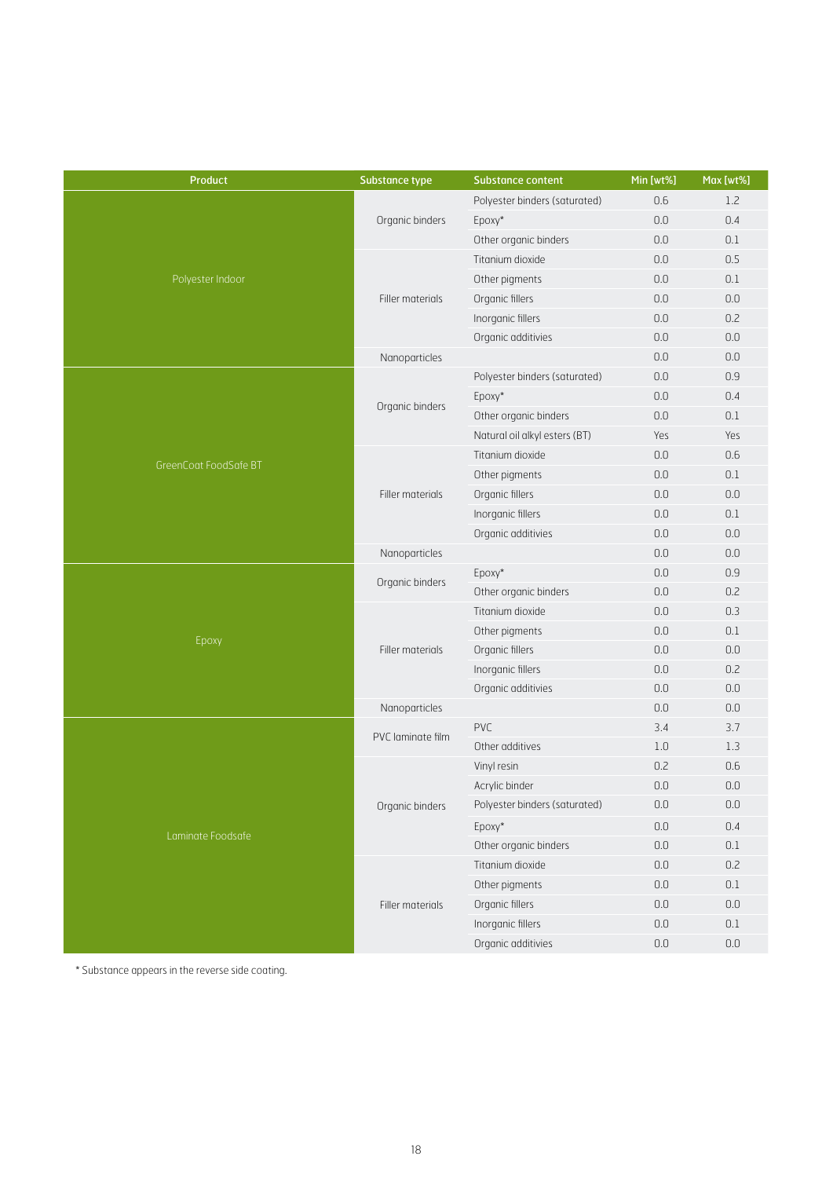| Product | Substance type | Substance content | Min [wt%] | Max [wt%] |
|---|---|---|---|---|
| Polyester Indoor | Organic binders | Polyester binders (saturated) | 0.6 | 1.2 |
| | | Epoxy* | 0.0 | 0.4 |
| | | Other organic binders | 0.0 | 0.1 |
| | Filler materials | Titanium dioxide | 0.0 | 0.5 |
| | | Other pigments | 0.0 | 0.1 |
| | | Organic fillers | 0.0 | 0.0 |
| | | Inorganic fillers | 0.0 | 0.2 |
| | | Organic additivies | 0.0 | 0.0 |
| | Nanoparticles | | 0.0 | 0.0 |
| GreenCoat FoodSafe BT | Organic binders | Polyester binders (saturated) | 0.0 | 0.9 |
| | | Epoxy* | 0.0 | 0.4 |
| | | Other organic binders | 0.0 | 0.1 |
| | | Natural oil alkyl esters (BT) | Yes | Yes |
| | Filler materials | Titanium dioxide | 0.0 | 0.6 |
| | | Other pigments | 0.0 | 0.1 |
| | | Organic fillers | 0.0 | 0.0 |
| | | Inorganic fillers | 0.0 | 0.1 |
| | | Organic additivies | 0.0 | 0.0 |
| | Nanoparticles | | 0.0 | 0.0 |
| Epoxy | Organic binders | Epoxy* | 0.0 | 0.9 |
| | | Other organic binders | 0.0 | 0.2 |
| | Filler materials | Titanium dioxide | 0.0 | 0.3 |
| | | Other pigments | 0.0 | 0.1 |
| | | Organic fillers | 0.0 | 0.0 |
| | | Inorganic fillers | 0.0 | 0.2 |
| | | Organic additivies | 0.0 | 0.0 |
| | Nanoparticles | | 0.0 | 0.0 |
| Laminate Foodsafe | PVC laminate film | PVC | 3.4 | 3.7 |
| | | Other additives | 1.0 | 1.3 |
| | Organic binders | Vinyl resin | 0.2 | 0.6 |
| | | Acrylic binder | 0.0 | 0.0 |
| | | Polyester binders (saturated) | 0.0 | 0.0 |
| | | Epoxy* | 0.0 | 0.4 |
| | | Other organic binders | 0.0 | 0.1 |
| | Filler materials | Titanium dioxide | 0.0 | 0.2 |
| | | Other pigments | 0.0 | 0.1 |
| | | Organic fillers | 0.0 | 0.0 |
| | | Inorganic fillers | 0.0 | 0.1 |
| | | Organic additivies | 0.0 | 0.0 |

* Substance appears in the reverse side coating.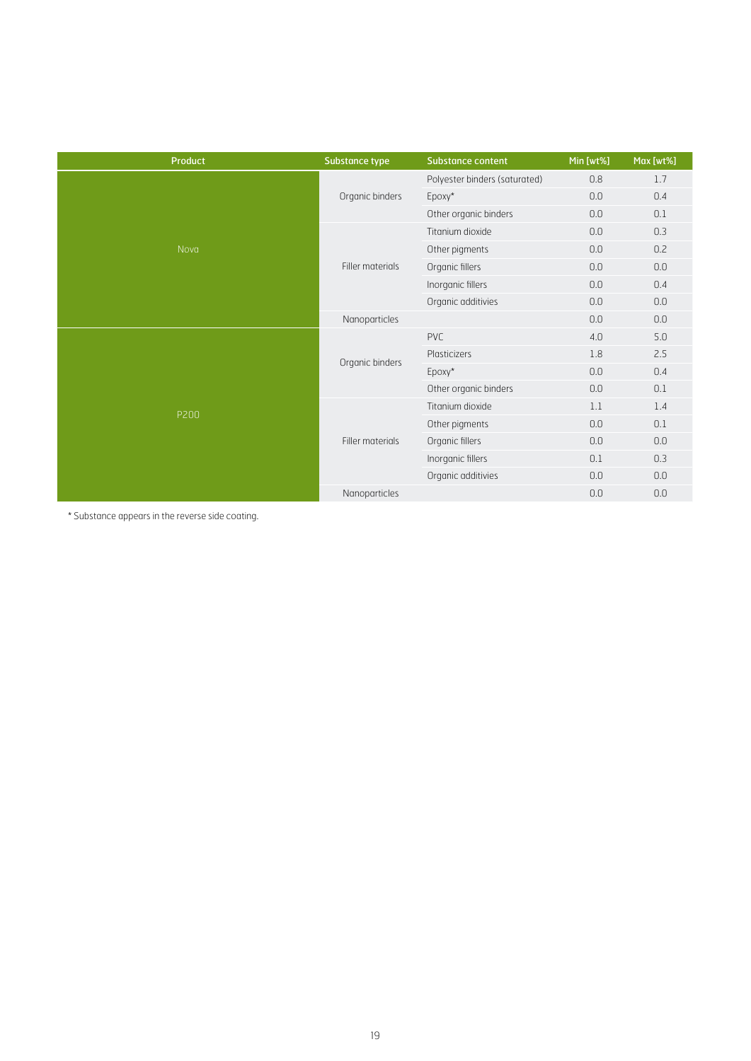| Product | Substance type | Substance content | Min [wt%] | Max [wt%] |
|---|---|---|---|---|
| Nova | Organic binders | Polyester binders (saturated) | 0.8 | 1.7 |
| | | Epoxy* | 0.0 | 0.4 |
| | | Other organic binders | 0.0 | 0.1 |
| | Filler materials | Titanium dioxide | 0.0 | 0.3 |
| | | Other pigments | 0.0 | 0.2 |
| | | Organic fillers | 0.0 | 0.0 |
| | | Inorganic fillers | 0.0 | 0.4 |
| | | Organic additivies | 0.0 | 0.0 |
| | Nanoparticles | | 0.0 | 0.0 |
| P200 | Organic binders | PVC | 4.0 | 5.0 |
| | | Plasticizers | 1.8 | 2.5 |
| | | Epoxy* | 0.0 | 0.4 |
| | | Other organic binders | 0.0 | 0.1 |
| | Filler materials | Titanium dioxide | 1.1 | 1.4 |
| | | Other pigments | 0.0 | 0.1 |
| | | Organic fillers | 0.0 | 0.0 |
| | | Inorganic fillers | 0.1 | 0.3 |
| | | Organic additivies | 0.0 | 0.0 |
| | Nanoparticles | | 0.0 | 0.0 |

* Substance appears in the reverse side coating.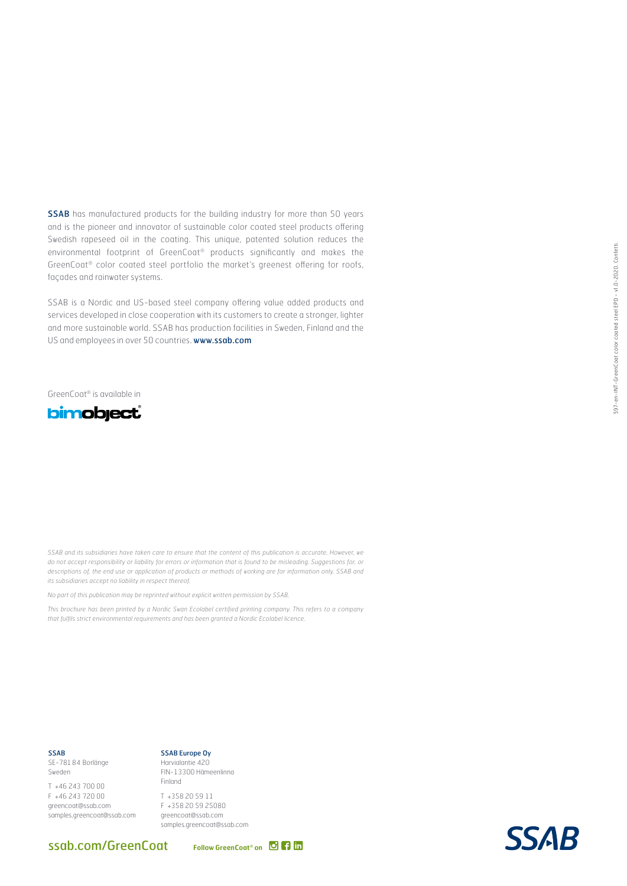**SSAB** has manufactured products for the building industry for more than 50 years and is the pioneer and innovator of sustainable color coated steel products offering Swedish rapeseed oil in the coating. This unique, patented solution reduces the environmental footprint of GreenCoat® products significantly and makes the GreenCoat® color coated steel portfolio the market's greenest offering for roofs, façades and rainwater systems.

SSAB is a Nordic and US-based steel company offering value added products and services developed in close cooperation with its customers to create a stronger, lighter and more sustainable world. SSAB has production facilities in Sweden, Finland and the US and employees in over 50 countries. **www.ssab.com**

GreenCoat® is available in

bimobject®

*SSAB and its subsidiaries have taken care to ensure that the content of this publication is accurate. However, we do not accept responsibility or liability for errors or information that is found to be misleading. Suggestions for, or descriptions of, the end use or application of products or methods of working are for information only. SSAB and its subsidiaries accept no liability in respect thereof.*

*No part of this publication may be reprinted without explicit written permission by SSAB.*

*This brochure has been printed by a Nordic Swan Ecolabel certified printing company. This refers to a company that fulfils strict environmental requirements and has been granted a Nordic Ecolabel licence.*

**SSAB**
SE-781 84 Borlänge
Sweden

T +46 243 700 00
F +46 243 720 00
greencoat@ssab.com
samples.greencoat@ssab.com

**SSAB Europe Oy**
Harvialantie 420
FIN-13300 Hämeenlinna
Finland

T +358 20 59 11
F +358 20 59 25080
greencoat@ssab.com
samples.greencoat@ssab.com

**ssab.com/GreenCoat**

**Follow GreenCoat® on**

SSAB

597-en-INT-GreenCoat color coated steel EPD - v1.0-2020. Confetti.